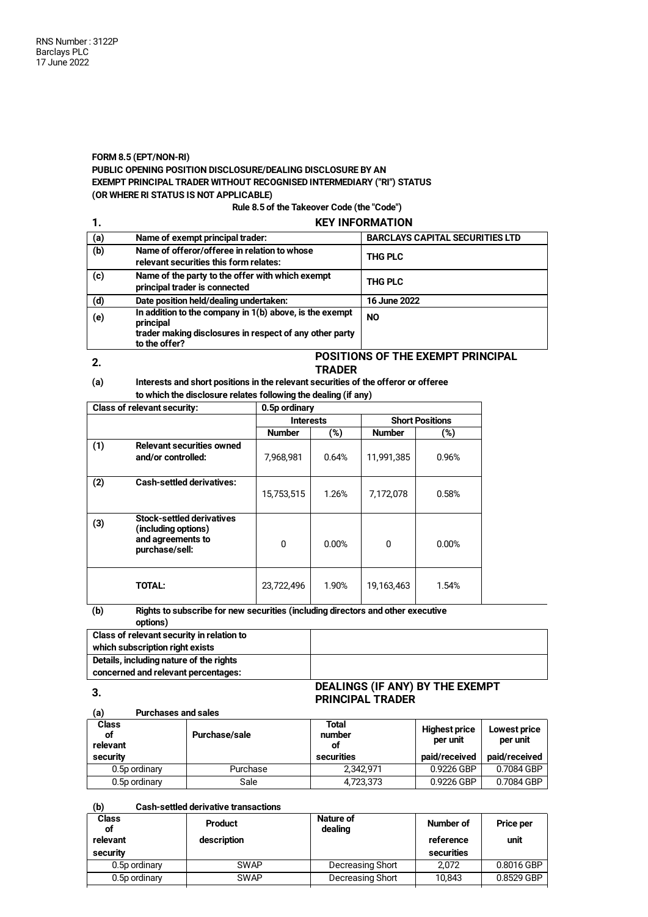RNS Number : 3122P
Barclays PLC
17 June 2022

**FORM 8.5 (EPT/NON-RI)**
**PUBLIC OPENING POSITION DISCLOSURE/DEALING DISCLOSURE BY AN EXEMPT PRINCIPAL TRADER WITHOUT RECOGNISED INTERMEDIARY ("RI") STATUS (OR WHERE RI STATUS IS NOT APPLICABLE)**
**Rule 8.5 of the Takeover Code (the "Code")**

## 1. KEY INFORMATION

| | | |
|---|---|---|
| (a) | Name of exempt principal trader: | BARCLAYS CAPITAL SECURITIES LTD |
| (b) | Name of offeror/offeree in relation to whose relevant securities this form relates: | THG PLC |
| (c) | Name of the party to the offer with which exempt principal trader is connected | THG PLC |
| (d) | Date position held/dealing undertaken: | 16 June 2022 |
| (e) | In addition to the company in 1(b) above, is the exempt principal trader making disclosures in respect of any other party to the offer? | NO |

## 2. POSITIONS OF THE EXEMPT PRINCIPAL TRADER

**(a) Interests and short positions in the relevant securities of the offeror or offeree to which the disclosure relates following the dealing (if any)**

| Class of relevant security: | | 0.5p ordinary | | | |
|---|---|---|---|---|---|
| | | Interests | | Short Positions | |
| | | Number | (%) | Number | (%) |
| (1) | Relevant securities owned and/or controlled: | 7,968,981 | 0.64% | 11,991,385 | 0.96% |
| (2) | Cash-settled derivatives: | 15,753,515 | 1.26% | 7,172,078 | 0.58% |
| (3) | Stock-settled derivatives (including options) and agreements to purchase/sell: | 0 | 0.00% | 0 | 0.00% |
| | TOTAL: | 23,722,496 | 1.90% | 19,163,463 | 1.54% |

**(b) Rights to subscribe for new securities (including directors and other executive options)**

| | |
|---|---|
| Class of relevant security in relation to which subscription right exists | |
| Details, including nature of the rights concerned and relevant percentages: | |

## 3. DEALINGS (IF ANY) BY THE EXEMPT PRINCIPAL TRADER

**(a) Purchases and sales**

| Class of relevant security | Purchase/sale | Total number of securities | Highest price per unit paid/received | Lowest price per unit paid/received |
|---|---|---|---|---|
| 0.5p ordinary | Purchase | 2,342,971 | 0.9226 GBP | 0.7084 GBP |
| 0.5p ordinary | Sale | 4,723,373 | 0.9226 GBP | 0.7084 GBP |

**(b) Cash-settled derivative transactions**

| Class of relevant security | Product description | Nature of dealing | Number of reference securities | Price per unit |
|---|---|---|---|---|
| 0.5p ordinary | SWAP | Decreasing Short | 2,072 | 0.8016 GBP |
| 0.5p ordinary | SWAP | Decreasing Short | 10,843 | 0.8529 GBP |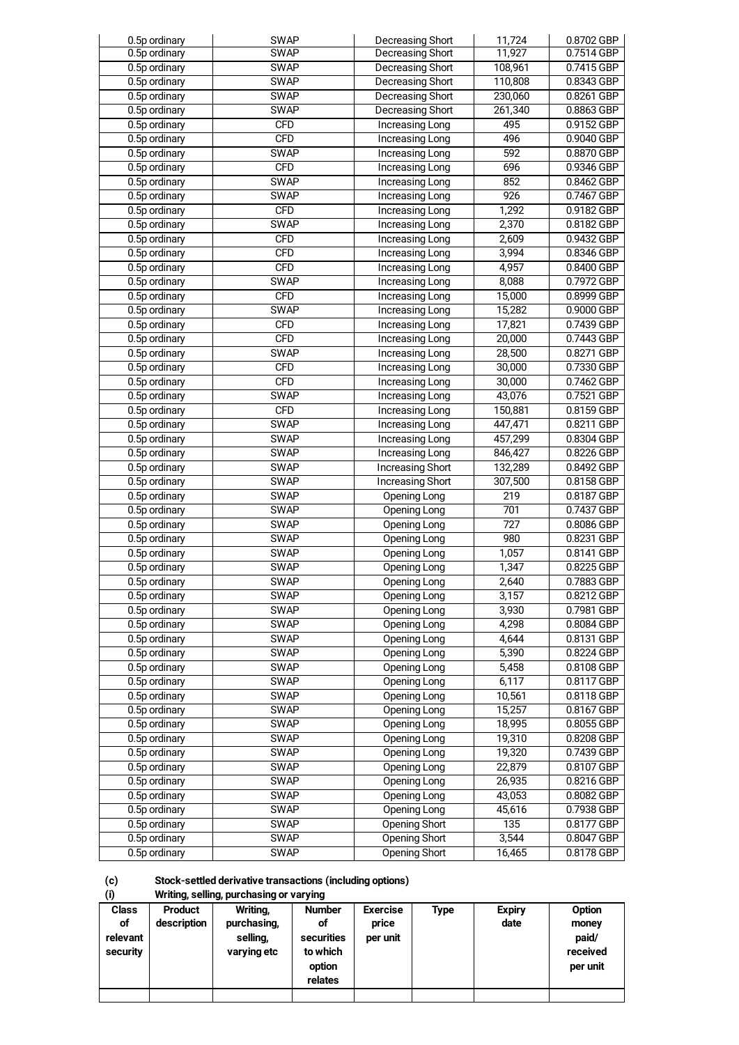| | | | | |
|---|---|---|---|---|
| 0.5p ordinary | SWAP | Decreasing Short | 11,724 | 0.8702 GBP |
| 0.5p ordinary | SWAP | Decreasing Short | 11,927 | 0.7514 GBP |
| 0.5p ordinary | SWAP | Decreasing Short | 108,961 | 0.7415 GBP |
| 0.5p ordinary | SWAP | Decreasing Short | 110,808 | 0.8343 GBP |
| 0.5p ordinary | SWAP | Decreasing Short | 230,060 | 0.8261 GBP |
| 0.5p ordinary | SWAP | Decreasing Short | 261,340 | 0.8863 GBP |
| 0.5p ordinary | CFD | Increasing Long | 495 | 0.9152 GBP |
| 0.5p ordinary | CFD | Increasing Long | 496 | 0.9040 GBP |
| 0.5p ordinary | SWAP | Increasing Long | 592 | 0.8870 GBP |
| 0.5p ordinary | CFD | Increasing Long | 696 | 0.9346 GBP |
| 0.5p ordinary | SWAP | Increasing Long | 852 | 0.8462 GBP |
| 0.5p ordinary | SWAP | Increasing Long | 926 | 0.7467 GBP |
| 0.5p ordinary | CFD | Increasing Long | 1,292 | 0.9182 GBP |
| 0.5p ordinary | SWAP | Increasing Long | 2,370 | 0.8182 GBP |
| 0.5p ordinary | CFD | Increasing Long | 2,609 | 0.9432 GBP |
| 0.5p ordinary | CFD | Increasing Long | 3,994 | 0.8346 GBP |
| 0.5p ordinary | CFD | Increasing Long | 4,957 | 0.8400 GBP |
| 0.5p ordinary | SWAP | Increasing Long | 8,088 | 0.7972 GBP |
| 0.5p ordinary | CFD | Increasing Long | 15,000 | 0.8999 GBP |
| 0.5p ordinary | SWAP | Increasing Long | 15,282 | 0.9000 GBP |
| 0.5p ordinary | CFD | Increasing Long | 17,821 | 0.7439 GBP |
| 0.5p ordinary | CFD | Increasing Long | 20,000 | 0.7443 GBP |
| 0.5p ordinary | SWAP | Increasing Long | 28,500 | 0.8271 GBP |
| 0.5p ordinary | CFD | Increasing Long | 30,000 | 0.7330 GBP |
| 0.5p ordinary | CFD | Increasing Long | 30,000 | 0.7462 GBP |
| 0.5p ordinary | SWAP | Increasing Long | 43,076 | 0.7521 GBP |
| 0.5p ordinary | CFD | Increasing Long | 150,881 | 0.8159 GBP |
| 0.5p ordinary | SWAP | Increasing Long | 447,471 | 0.8211 GBP |
| 0.5p ordinary | SWAP | Increasing Long | 457,299 | 0.8304 GBP |
| 0.5p ordinary | SWAP | Increasing Long | 846,427 | 0.8226 GBP |
| 0.5p ordinary | SWAP | Increasing Short | 132,289 | 0.8492 GBP |
| 0.5p ordinary | SWAP | Increasing Short | 307,500 | 0.8158 GBP |
| 0.5p ordinary | SWAP | Opening Long | 219 | 0.8187 GBP |
| 0.5p ordinary | SWAP | Opening Long | 701 | 0.7437 GBP |
| 0.5p ordinary | SWAP | Opening Long | 727 | 0.8086 GBP |
| 0.5p ordinary | SWAP | Opening Long | 980 | 0.8231 GBP |
| 0.5p ordinary | SWAP | Opening Long | 1,057 | 0.8141 GBP |
| 0.5p ordinary | SWAP | Opening Long | 1,347 | 0.8225 GBP |
| 0.5p ordinary | SWAP | Opening Long | 2,640 | 0.7883 GBP |
| 0.5p ordinary | SWAP | Opening Long | 3,157 | 0.8212 GBP |
| 0.5p ordinary | SWAP | Opening Long | 3,930 | 0.7981 GBP |
| 0.5p ordinary | SWAP | Opening Long | 4,298 | 0.8084 GBP |
| 0.5p ordinary | SWAP | Opening Long | 4,644 | 0.8131 GBP |
| 0.5p ordinary | SWAP | Opening Long | 5,390 | 0.8224 GBP |
| 0.5p ordinary | SWAP | Opening Long | 5,458 | 0.8108 GBP |
| 0.5p ordinary | SWAP | Opening Long | 6,117 | 0.8117 GBP |
| 0.5p ordinary | SWAP | Opening Long | 10,561 | 0.8118 GBP |
| 0.5p ordinary | SWAP | Opening Long | 15,257 | 0.8167 GBP |
| 0.5p ordinary | SWAP | Opening Long | 18,995 | 0.8055 GBP |
| 0.5p ordinary | SWAP | Opening Long | 19,310 | 0.8208 GBP |
| 0.5p ordinary | SWAP | Opening Long | 19,320 | 0.7439 GBP |
| 0.5p ordinary | SWAP | Opening Long | 22,879 | 0.8107 GBP |
| 0.5p ordinary | SWAP | Opening Long | 26,935 | 0.8216 GBP |
| 0.5p ordinary | SWAP | Opening Long | 43,053 | 0.8082 GBP |
| 0.5p ordinary | SWAP | Opening Long | 45,616 | 0.7938 GBP |
| 0.5p ordinary | SWAP | Opening Short | 135 | 0.8177 GBP |
| 0.5p ordinary | SWAP | Opening Short | 3,544 | 0.8047 GBP |
| 0.5p ordinary | SWAP | Opening Short | 16,465 | 0.8178 GBP |

**(c) Stock-settled derivative transactions (including options)**

**(i) Writing, selling, purchasing or varying**

| Class of relevant security | Product description | Writing, purchasing, selling, varying etc | Number of securities to which option relates | Exercise price per unit | Type | Expiry date | Option money paid/ received per unit |
|---|---|---|---|---|---|---|---|
| | | | | | | | |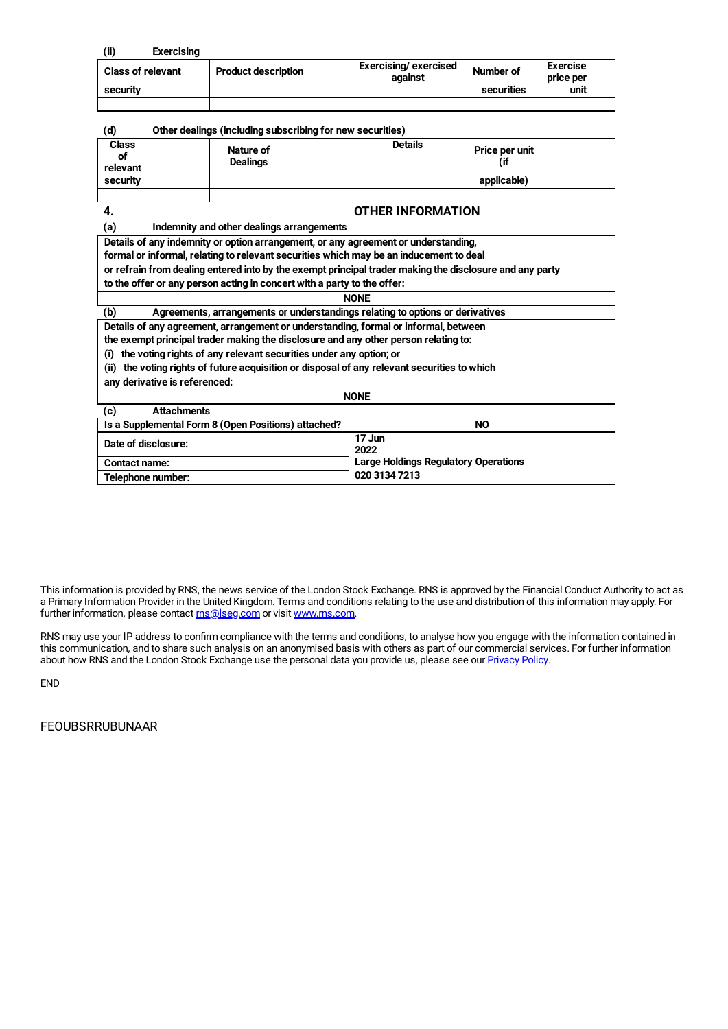**(ii) Exercising**

| Class of relevant security | Product description | Exercising/ exercised against | Number of securities | Exercise price per unit |
|---|---|---|---|---|
| | | | | |

**(d) Other dealings (including subscribing for new securities)**

| Class of relevant security | Nature of Dealings | Details | Price per unit (if applicable) |
|---|---|---|---|
| | | | |

## 4. OTHER INFORMATION

**(a) Indemnity and other dealings arrangements**

| |
|---|
| **Details of any indemnity or option arrangement, or any agreement or understanding, formal or informal, relating to relevant securities which may be an inducement to deal or refrain from dealing entered into by the exempt principal trader making the disclosure and any party to the offer or any person acting in concert with a party to the offer:** |
| **NONE** |

**(b) Agreements, arrangements or understandings relating to options or derivatives**

| |
|---|
| **Details of any agreement, arrangement or understanding, formal or informal, between the exempt principal trader making the disclosure and any other person relating to:** **(i) the voting rights of any relevant securities under any option; or** **(ii) the voting rights of future acquisition or disposal of any relevant securities to which any derivative is referenced:** |
| **NONE** |

**(c) Attachments**

| | |
|---|---|
| **Is a Supplemental Form 8 (Open Positions) attached?** | **NO** |
| **Date of disclosure:** | **17 Jun 2022** |
| **Contact name:** | **Large Holdings Regulatory Operations** |
| **Telephone number:** | **020 3134 7213** |

This information is provided by RNS, the news service of the London Stock Exchange. RNS is approved by the Financial Conduct Authority to act as a Primary Information Provider in the United Kingdom. Terms and conditions relating to the use and distribution of this information may apply. For further information, please contact rns@lseg.com or visit www.rns.com.

RNS may use your IP address to confirm compliance with the terms and conditions, to analyse how you engage with the information contained in this communication, and to share such analysis on an anonymised basis with others as part of our commercial services. For further information about how RNS and the London Stock Exchange use the personal data you provide us, please see our Privacy Policy.

END

FEOUBSRRUBUNAAR